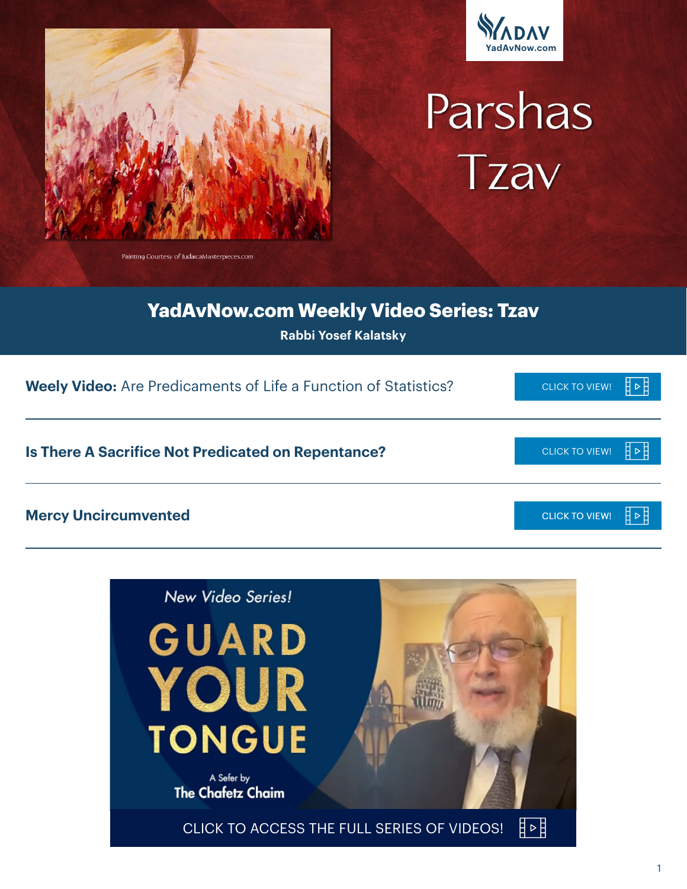YADAV
YadAvNow.com

# Parshas Tzav

Painting Courtesy of JudaicaMasterpieces.com

## YadAvNow.com Weekly Video Series: Tzav

**Rabbi Yosef Kalatsky**

**Weely Video:** Are Predicaments of Life a Function of Statistics? — CLICK TO VIEW!

**Is There A Sacrifice Not Predicated on Repentance?** — CLICK TO VIEW!

**Mercy Uncircumvented** — CLICK TO VIEW!

*New Video Series!*

**GUARD YOUR TONGUE**

A Sefer by The Chafetz Chaim

CLICK TO ACCESS THE FULL SERIES OF VIDEOS!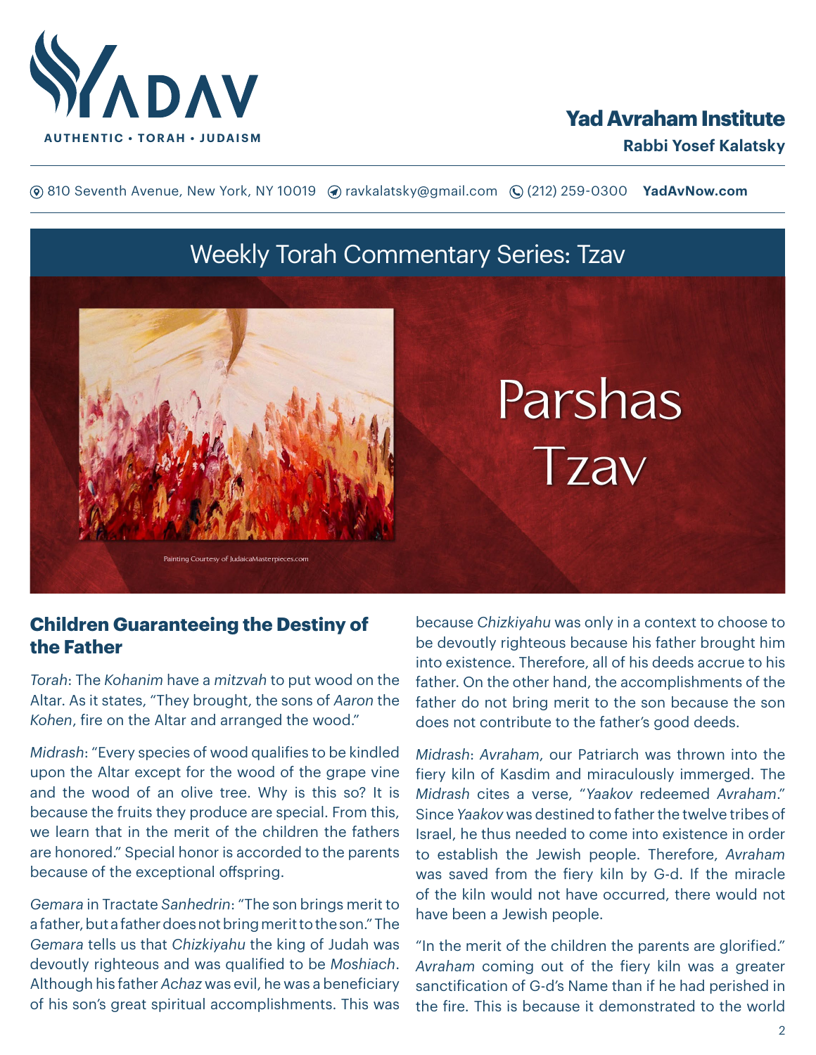# YADAV

AUTHENTIC • TORAH • JUDAISM

**Yad Avraham Institute**

**Rabbi Yosef Kalatsky**

810 Seventh Avenue, New York, NY 10019 ravkalatsky@gmail.com (212) 259-0300 **YadAvNow.com**

## Weekly Torah Commentary Series: Tzav

# Parshas Tzav

Painting Courtesy of JudaicaMasterpieces.com

## Children Guaranteeing the Destiny of the Father

*Torah*: The *Kohanim* have a *mitzvah* to put wood on the Altar. As it states, "They brought, the sons of *Aaron* the *Kohen*, fire on the Altar and arranged the wood."

*Midrash*: "Every species of wood qualifies to be kindled upon the Altar except for the wood of the grape vine and the wood of an olive tree. Why is this so? It is because the fruits they produce are special. From this, we learn that in the merit of the children the fathers are honored." Special honor is accorded to the parents because of the exceptional offspring.

*Gemara* in Tractate *Sanhedrin*: "The son brings merit to a father, but a father does not bring merit to the son." The *Gemara* tells us that *Chizkiyahu* the king of Judah was devoutly righteous and was qualified to be *Moshiach*. Although his father *Achaz* was evil, he was a beneficiary of his son's great spiritual accomplishments. This was because *Chizkiyahu* was only in a context to choose to be devoutly righteous because his father brought him into existence. Therefore, all of his deeds accrue to his father. On the other hand, the accomplishments of the father do not bring merit to the son because the son does not contribute to the father's good deeds.

*Midrash*: *Avraham*, our Patriarch was thrown into the fiery kiln of Kasdim and miraculously immerged. The *Midrash* cites a verse, "*Yaakov* redeemed *Avraham*." Since *Yaakov* was destined to father the twelve tribes of Israel, he thus needed to come into existence in order to establish the Jewish people. Therefore, *Avraham* was saved from the fiery kiln by G-d. If the miracle of the kiln would not have occurred, there would not have been a Jewish people.

"In the merit of the children the parents are glorified." *Avraham* coming out of the fiery kiln was a greater sanctification of G-d's Name than if he had perished in the fire. This is because it demonstrated to the world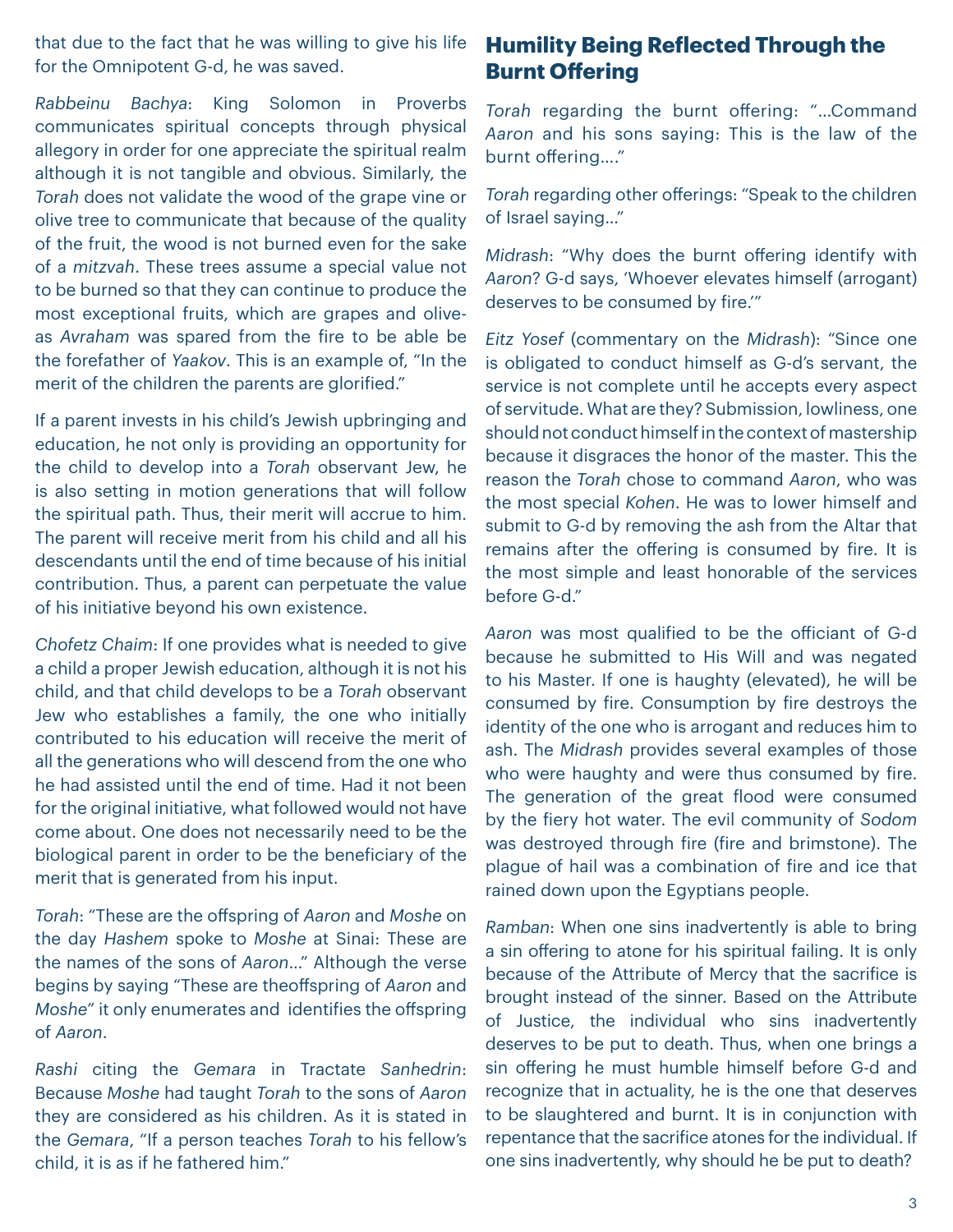that due to the fact that he was willing to give his life for the Omnipotent G-d, he was saved.

*Rabbeinu Bachya*: King Solomon in Proverbs communicates spiritual concepts through physical allegory in order for one appreciate the spiritual realm although it is not tangible and obvious. Similarly, the *Torah* does not validate the wood of the grape vine or olive tree to communicate that because of the quality of the fruit, the wood is not burned even for the sake of a *mitzvah*. These trees assume a special value not to be burned so that they can continue to produce the most exceptional fruits, which are grapes and olive-as *Avraham* was spared from the fire to be able be the forefather of *Yaakov*. This is an example of, "In the merit of the children the parents are glorified."

If a parent invests in his child's Jewish upbringing and education, he not only is providing an opportunity for the child to develop into a *Torah* observant Jew, he is also setting in motion generations that will follow the spiritual path. Thus, their merit will accrue to him. The parent will receive merit from his child and all his descendants until the end of time because of his initial contribution. Thus, a parent can perpetuate the value of his initiative beyond his own existence.

*Chofetz Chaim*: If one provides what is needed to give a child a proper Jewish education, although it is not his child, and that child develops to be a *Torah* observant Jew who establishes a family, the one who initially contributed to his education will receive the merit of all the generations who will descend from the one who he had assisted until the end of time. Had it not been for the original initiative, what followed would not have come about. One does not necessarily need to be the biological parent in order to be the beneficiary of the merit that is generated from his input.

*Torah*: "These are the offspring of *Aaron* and *Moshe* on the day *Hashem* spoke to *Moshe* at Sinai: These are the names of the sons of *Aaron*..." Although the verse begins by saying "These are theoffspring of *Aaron* and *Moshe*" it only enumerates and identifies the offspring of *Aaron*.

*Rashi* citing the *Gemara* in Tractate *Sanhedrin*: Because *Moshe* had taught *Torah* to the sons of *Aaron* they are considered as his children. As it is stated in the *Gemara*, "If a person teaches *Torah* to his fellow's child, it is as if he fathered him."

## Humility Being Reflected Through the Burnt Offering

*Torah* regarding the burnt offering: "...Command *Aaron* and his sons saying: This is the law of the burnt offering…."

*Torah* regarding other offerings: "Speak to the children of Israel saying..."

*Midrash*: "Why does the burnt offering identify with *Aaron*? G-d says, 'Whoever elevates himself (arrogant) deserves to be consumed by fire.'"

*Eitz Yosef* (commentary on the *Midrash*): "Since one is obligated to conduct himself as G-d's servant, the service is not complete until he accepts every aspect of servitude. What are they? Submission, lowliness, one should not conduct himself in the context of mastership because it disgraces the honor of the master. This the reason the *Torah* chose to command *Aaron*, who was the most special *Kohen*. He was to lower himself and submit to G-d by removing the ash from the Altar that remains after the offering is consumed by fire. It is the most simple and least honorable of the services before G-d."

*Aaron* was most qualified to be the officiant of G-d because he submitted to His Will and was negated to his Master. If one is haughty (elevated), he will be consumed by fire. Consumption by fire destroys the identity of the one who is arrogant and reduces him to ash. The *Midrash* provides several examples of those who were haughty and were thus consumed by fire. The generation of the great flood were consumed by the fiery hot water. The evil community of *Sodom* was destroyed through fire (fire and brimstone). The plague of hail was a combination of fire and ice that rained down upon the Egyptians people.

*Ramban*: When one sins inadvertently is able to bring a sin offering to atone for his spiritual failing. It is only because of the Attribute of Mercy that the sacrifice is brought instead of the sinner. Based on the Attribute of Justice, the individual who sins inadvertently deserves to be put to death. Thus, when one brings a sin offering he must humble himself before G-d and recognize that in actuality, he is the one that deserves to be slaughtered and burnt. It is in conjunction with repentance that the sacrifice atones for the individual. If one sins inadvertently, why should he be put to death?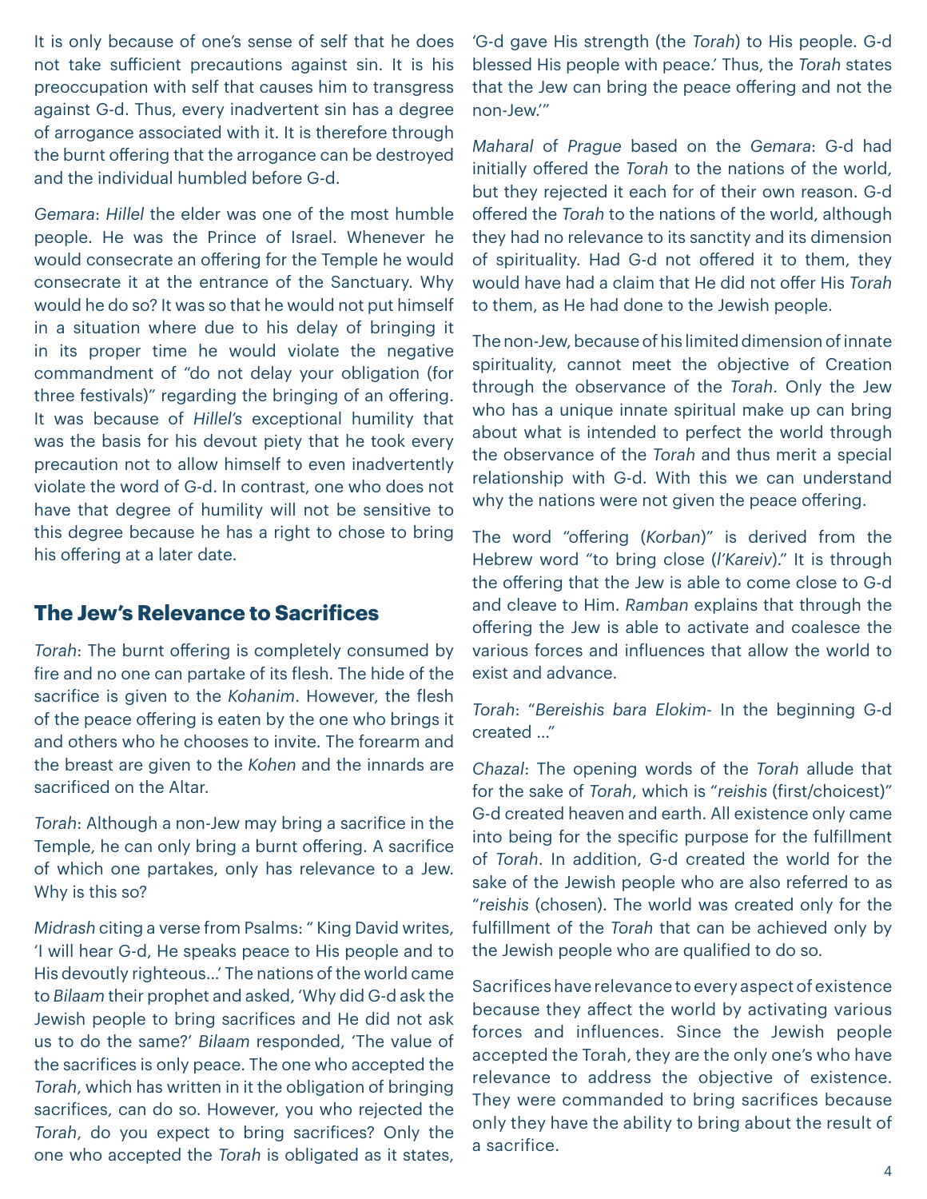It is only because of one's sense of self that he does not take sufficient precautions against sin. It is his preoccupation with self that causes him to transgress against G-d. Thus, every inadvertent sin has a degree of arrogance associated with it. It is therefore through the burnt offering that the arrogance can be destroyed and the individual humbled before G-d.

*Gemara*: *Hillel* the elder was one of the most humble people. He was the Prince of Israel. Whenever he would consecrate an offering for the Temple he would consecrate it at the entrance of the Sanctuary. Why would he do so? It was so that he would not put himself in a situation where due to his delay of bringing it in its proper time he would violate the negative commandment of "do not delay your obligation (for three festivals)" regarding the bringing of an offering. It was because of *Hillel's* exceptional humility that was the basis for his devout piety that he took every precaution not to allow himself to even inadvertently violate the word of G-d. In contrast, one who does not have that degree of humility will not be sensitive to this degree because he has a right to chose to bring his offering at a later date.

## The Jew's Relevance to Sacrifices

*Torah*: The burnt offering is completely consumed by fire and no one can partake of its flesh. The hide of the sacrifice is given to the *Kohanim*. However, the flesh of the peace offering is eaten by the one who brings it and others who he chooses to invite. The forearm and the breast are given to the *Kohen* and the innards are sacrificed on the Altar.

*Torah*: Although a non-Jew may bring a sacrifice in the Temple, he can only bring a burnt offering. A sacrifice of which one partakes, only has relevance to a Jew. Why is this so?

*Midrash* citing a verse from Psalms: " King David writes, 'I will hear G-d, He speaks peace to His people and to His devoutly righteous...' The nations of the world came to *Bilaam* their prophet and asked, 'Why did G-d ask the Jewish people to bring sacrifices and He did not ask us to do the same?' *Bilaam* responded, 'The value of the sacrifices is only peace. The one who accepted the *Torah*, which has written in it the obligation of bringing sacrifices, can do so. However, you who rejected the *Torah*, do you expect to bring sacrifices? Only the one who accepted the *Torah* is obligated as it states, 'G-d gave His strength (the *Torah*) to His people. G-d blessed His people with peace.' Thus, the *Torah* states that the Jew can bring the peace offering and not the non-Jew.'"

*Maharal* of *Prague* based on the *Gemara*: G-d had initially offered the *Torah* to the nations of the world, but they rejected it each for of their own reason. G-d offered the *Torah* to the nations of the world, although they had no relevance to its sanctity and its dimension of spirituality. Had G-d not offered it to them, they would have had a claim that He did not offer His *Torah* to them, as He had done to the Jewish people.

The non-Jew, because of his limited dimension of innate spirituality, cannot meet the objective of Creation through the observance of the *Torah*. Only the Jew who has a unique innate spiritual make up can bring about what is intended to perfect the world through the observance of the *Torah* and thus merit a special relationship with G-d. With this we can understand why the nations were not given the peace offering.

The word "offering (*Korban*)" is derived from the Hebrew word "to bring close (*l'Kareiv*)." It is through the offering that the Jew is able to come close to G-d and cleave to Him. *Ramban* explains that through the offering the Jew is able to activate and coalesce the various forces and influences that allow the world to exist and advance.

*Torah*: "*Bereishis bara Elokim*- In the beginning G-d created ..."

*Chazal*: The opening words of the *Torah* allude that for the sake of *Torah*, which is "*reishis* (first/choicest)" G-d created heaven and earth. All existence only came into being for the specific purpose for the fulfillment of *Torah*. In addition, G-d created the world for the sake of the Jewish people who are also referred to as "*reishis* (chosen). The world was created only for the fulfillment of the *Torah* that can be achieved only by the Jewish people who are qualified to do so.

Sacrifices have relevance to every aspect of existence because they affect the world by activating various forces and influences. Since the Jewish people accepted the Torah, they are the only one's who have relevance to address the objective of existence. They were commanded to bring sacrifices because only they have the ability to bring about the result of a sacrifice.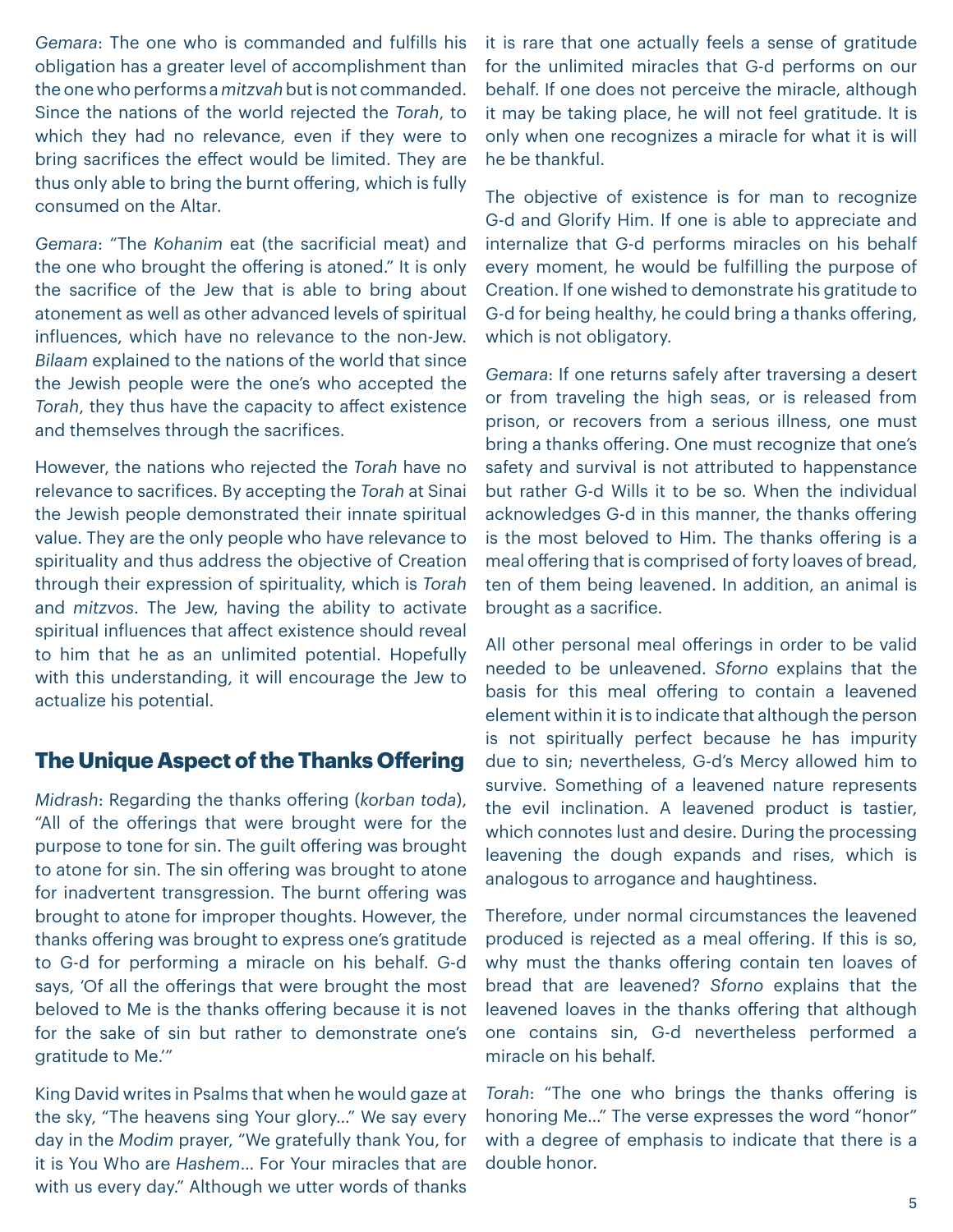*Gemara*: The one who is commanded and fulfills his obligation has a greater level of accomplishment than the one who performs a *mitzvah* but is not commanded. Since the nations of the world rejected the *Torah*, to which they had no relevance, even if they were to bring sacrifices the effect would be limited. They are thus only able to bring the burnt offering, which is fully consumed on the Altar.

*Gemara*: "The *Kohanim* eat (the sacrificial meat) and the one who brought the offering is atoned." It is only the sacrifice of the Jew that is able to bring about atonement as well as other advanced levels of spiritual influences, which have no relevance to the non-Jew. *Bilaam* explained to the nations of the world that since the Jewish people were the one's who accepted the *Torah*, they thus have the capacity to affect existence and themselves through the sacrifices.

However, the nations who rejected the *Torah* have no relevance to sacrifices. By accepting the *Torah* at Sinai the Jewish people demonstrated their innate spiritual value. They are the only people who have relevance to spirituality and thus address the objective of Creation through their expression of spirituality, which is *Torah* and *mitzvos*. The Jew, having the ability to activate spiritual influences that affect existence should reveal to him that he as an unlimited potential. Hopefully with this understanding, it will encourage the Jew to actualize his potential.

## The Unique Aspect of the Thanks Offering

*Midrash*: Regarding the thanks offering (*korban toda*), "All of the offerings that were brought were for the purpose to tone for sin. The guilt offering was brought to atone for sin. The sin offering was brought to atone for inadvertent transgression. The burnt offering was brought to atone for improper thoughts. However, the thanks offering was brought to express one's gratitude to G-d for performing a miracle on his behalf. G-d says, 'Of all the offerings that were brought the most beloved to Me is the thanks offering because it is not for the sake of sin but rather to demonstrate one's gratitude to Me.'"

King David writes in Psalms that when he would gaze at the sky, "The heavens sing Your glory…" We say every day in the *Modim* prayer, "We gratefully thank You, for it is You Who are *Hashem*… For Your miracles that are with us every day." Although we utter words of thanks it is rare that one actually feels a sense of gratitude for the unlimited miracles that G-d performs on our behalf. If one does not perceive the miracle, although it may be taking place, he will not feel gratitude. It is only when one recognizes a miracle for what it is will he be thankful.

The objective of existence is for man to recognize G-d and Glorify Him. If one is able to appreciate and internalize that G-d performs miracles on his behalf every moment, he would be fulfilling the purpose of Creation. If one wished to demonstrate his gratitude to G-d for being healthy, he could bring a thanks offering, which is not obligatory.

*Gemara*: If one returns safely after traversing a desert or from traveling the high seas, or is released from prison, or recovers from a serious illness, one must bring a thanks offering. One must recognize that one's safety and survival is not attributed to happenstance but rather G-d Wills it to be so. When the individual acknowledges G-d in this manner, the thanks offering is the most beloved to Him. The thanks offering is a meal offering that is comprised of forty loaves of bread, ten of them being leavened. In addition, an animal is brought as a sacrifice.

All other personal meal offerings in order to be valid needed to be unleavened. *Sforno* explains that the basis for this meal offering to contain a leavened element within it is to indicate that although the person is not spiritually perfect because he has impurity due to sin; nevertheless, G-d's Mercy allowed him to survive. Something of a leavened nature represents the evil inclination. A leavened product is tastier, which connotes lust and desire. During the processing leavening the dough expands and rises, which is analogous to arrogance and haughtiness.

Therefore, under normal circumstances the leavened produced is rejected as a meal offering. If this is so, why must the thanks offering contain ten loaves of bread that are leavened? *Sforno* explains that the leavened loaves in the thanks offering that although one contains sin, G-d nevertheless performed a miracle on his behalf.

*Torah*: "The one who brings the thanks offering is honoring Me…" The verse expresses the word "honor" with a degree of emphasis to indicate that there is a double honor.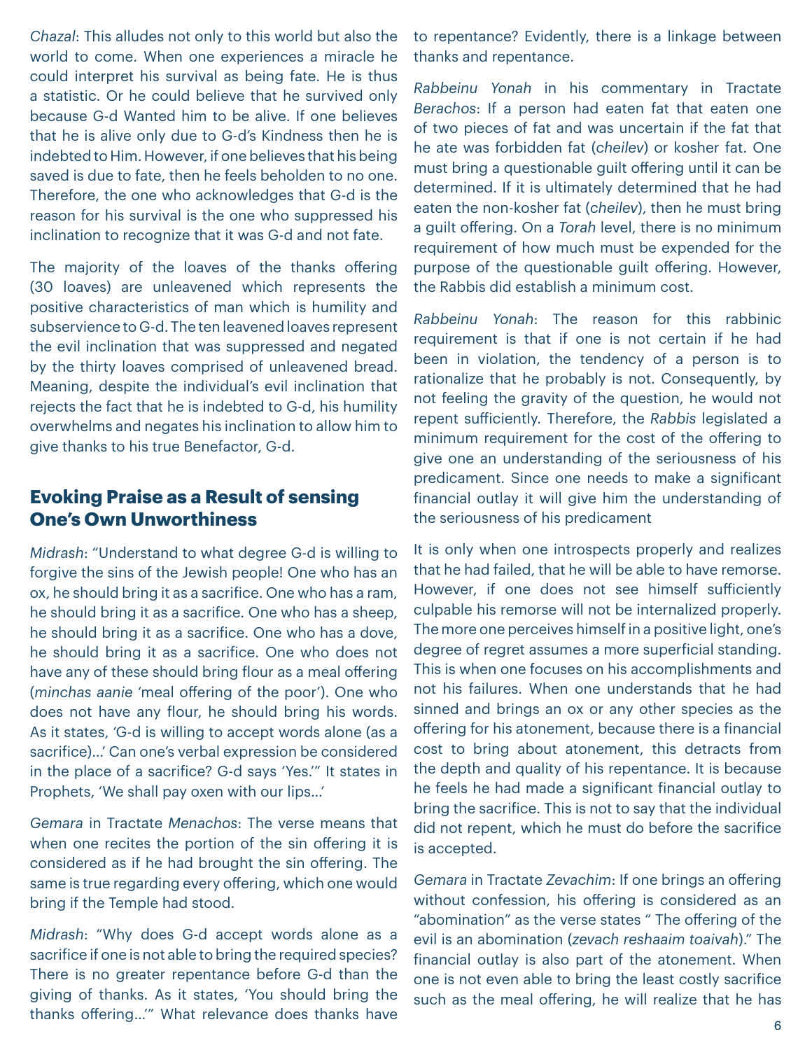*Chazal*: This alludes not only to this world but also the world to come. When one experiences a miracle he could interpret his survival as being fate. He is thus a statistic. Or he could believe that he survived only because G-d Wanted him to be alive. If one believes that he is alive only due to G-d's Kindness then he is indebted to Him. However, if one believes that his being saved is due to fate, then he feels beholden to no one. Therefore, the one who acknowledges that G-d is the reason for his survival is the one who suppressed his inclination to recognize that it was G-d and not fate.

The majority of the loaves of the thanks offering (30 loaves) are unleavened which represents the positive characteristics of man which is humility and subservience to G-d. The ten leavened loaves represent the evil inclination that was suppressed and negated by the thirty loaves comprised of unleavened bread. Meaning, despite the individual's evil inclination that rejects the fact that he is indebted to G-d, his humility overwhelms and negates his inclination to allow him to give thanks to his true Benefactor, G-d.

## Evoking Praise as a Result of sensing One's Own Unworthiness

*Midrash*: "Understand to what degree G-d is willing to forgive the sins of the Jewish people! One who has an ox, he should bring it as a sacrifice. One who has a ram, he should bring it as a sacrifice. One who has a sheep, he should bring it as a sacrifice. One who has a dove, he should bring it as a sacrifice. One who does not have any of these should bring flour as a meal offering (*minchas aanie* 'meal offering of the poor'). One who does not have any flour, he should bring his words. As it states, 'G-d is willing to accept words alone (as a sacrifice)…' Can one's verbal expression be considered in the place of a sacrifice? G-d says 'Yes.'" It states in Prophets, 'We shall pay oxen with our lips…'

*Gemara* in Tractate *Menachos*: The verse means that when one recites the portion of the sin offering it is considered as if he had brought the sin offering. The same is true regarding every offering, which one would bring if the Temple had stood.

*Midrash*: "Why does G-d accept words alone as a sacrifice if one is not able to bring the required species? There is no greater repentance before G-d than the giving of thanks. As it states, 'You should bring the thanks offering…'" What relevance does thanks have to repentance? Evidently, there is a linkage between thanks and repentance.

*Rabbeinu Yonah* in his commentary in Tractate *Berachos*: If a person had eaten fat that eaten one of two pieces of fat and was uncertain if the fat that he ate was forbidden fat (*cheilev*) or kosher fat. One must bring a questionable guilt offering until it can be determined. If it is ultimately determined that he had eaten the non-kosher fat (*cheilev*), then he must bring a guilt offering. On a *Torah* level, there is no minimum requirement of how much must be expended for the purpose of the questionable guilt offering. However, the Rabbis did establish a minimum cost.

*Rabbeinu Yonah*: The reason for this rabbinic requirement is that if one is not certain if he had been in violation, the tendency of a person is to rationalize that he probably is not. Consequently, by not feeling the gravity of the question, he would not repent sufficiently. Therefore, the *Rabbis* legislated a minimum requirement for the cost of the offering to give one an understanding of the seriousness of his predicament. Since one needs to make a significant financial outlay it will give him the understanding of the seriousness of his predicament

It is only when one introspects properly and realizes that he had failed, that he will be able to have remorse. However, if one does not see himself sufficiently culpable his remorse will not be internalized properly. The more one perceives himself in a positive light, one's degree of regret assumes a more superficial standing. This is when one focuses on his accomplishments and not his failures. When one understands that he had sinned and brings an ox or any other species as the offering for his atonement, because there is a financial cost to bring about atonement, this detracts from the depth and quality of his repentance. It is because he feels he had made a significant financial outlay to bring the sacrifice. This is not to say that the individual did not repent, which he must do before the sacrifice is accepted.

*Gemara* in Tractate *Zevachim*: If one brings an offering without confession, his offering is considered as an "abomination" as the verse states " The offering of the evil is an abomination (*zevach reshaaim toaivah*)." The financial outlay is also part of the atonement. When one is not even able to bring the least costly sacrifice such as the meal offering, he will realize that he has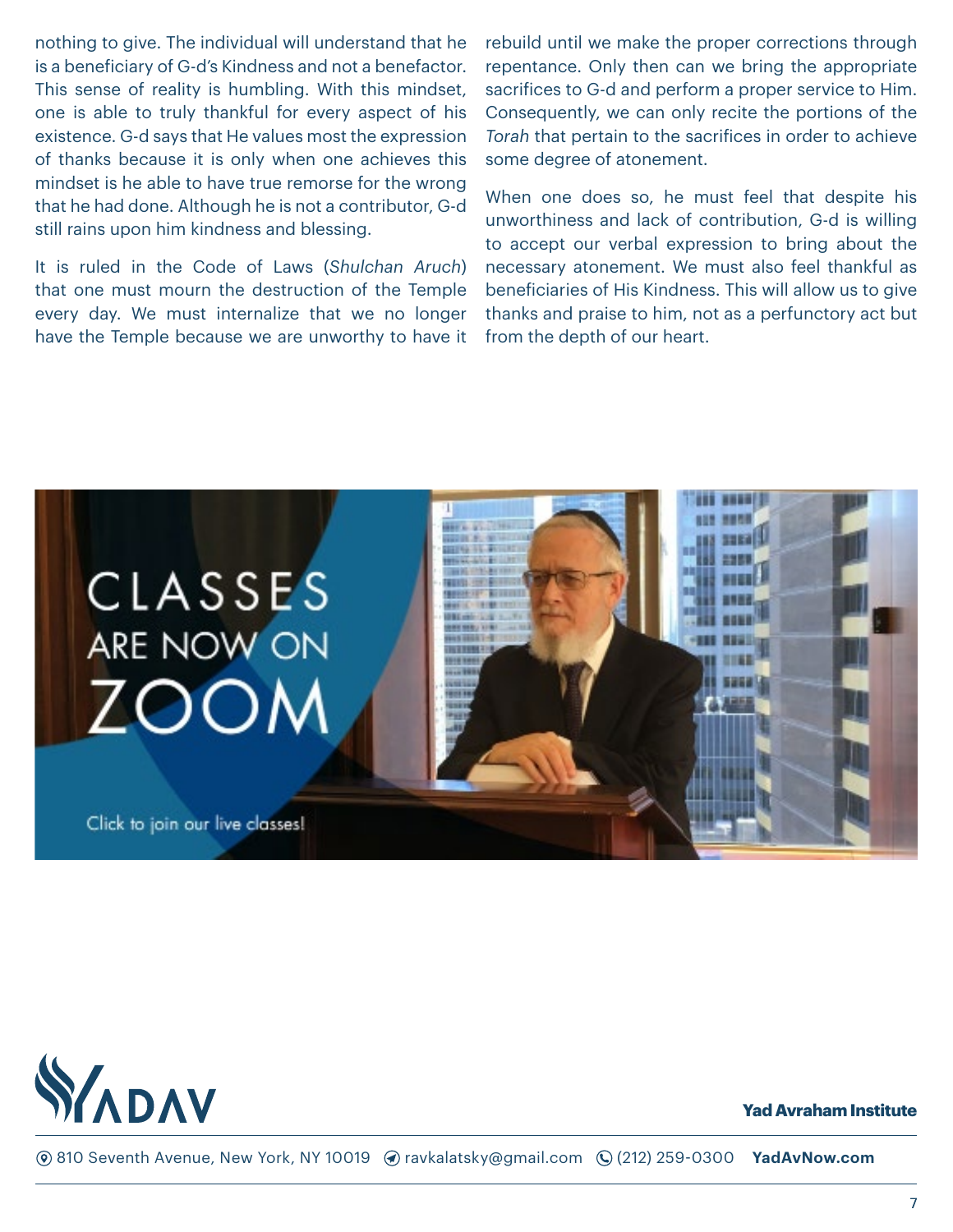nothing to give. The individual will understand that he is a beneficiary of G-d's Kindness and not a benefactor. This sense of reality is humbling. With this mindset, one is able to truly thankful for every aspect of his existence. G-d says that He values most the expression of thanks because it is only when one achieves this mindset is he able to have true remorse for the wrong that he had done. Although he is not a contributor, G-d still rains upon him kindness and blessing.

It is ruled in the Code of Laws (*Shulchan Aruch*) that one must mourn the destruction of the Temple every day. We must internalize that we no longer have the Temple because we are unworthy to have it rebuild until we make the proper corrections through repentance. Only then can we bring the appropriate sacrifices to G-d and perform a proper service to Him. Consequently, we can only recite the portions of the *Torah* that pertain to the sacrifices in order to achieve some degree of atonement.

When one does so, he must feel that despite his unworthiness and lack of contribution, G-d is willing to accept our verbal expression to bring about the necessary atonement. We must also feel thankful as beneficiaries of His Kindness. This will allow us to give thanks and praise to him, not as a perfunctory act but from the depth of our heart.

CLASSES ARE NOW ON ZOOM

Click to join our live classes!

YADAV

**Yad Avraham Institute**

810 Seventh Avenue, New York, NY 10019 ravkalatsky@gmail.com (212) 259-0300 **YadAvNow.com**